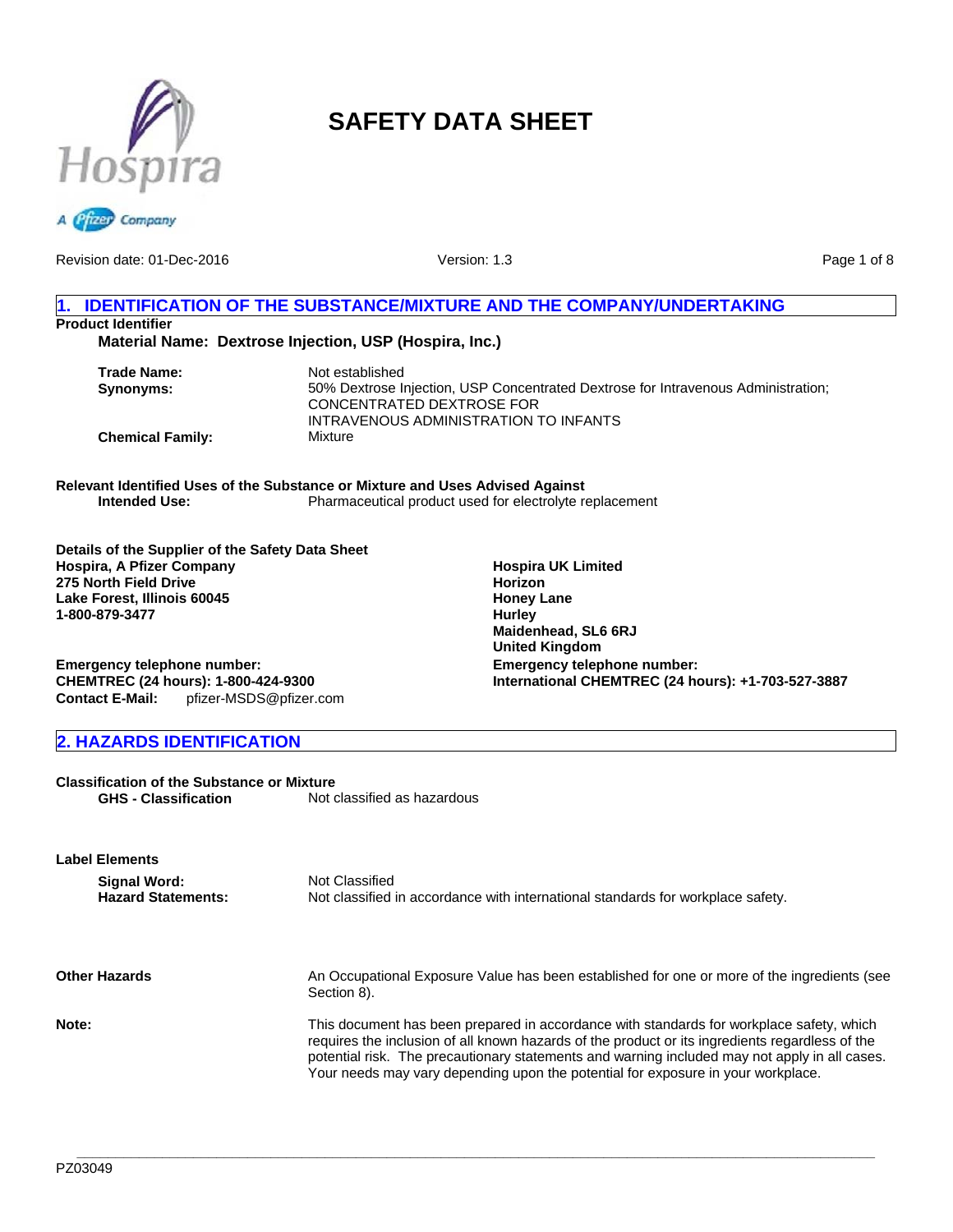# SAFETY DATA SHEET

Revision date: 01-Dec-2016

Version: 1.3

## 1. IDENTIFICATION OF THE SUBSTANCE/MIXTURE AND THE COMPANY/UNDERTAKING

**Product Identifier**

**Material Name: Dextrose Injection, USP (Hospira, Inc.)**

| | |
|---|---|
| **Trade Name:** | Not established |
| **Synonyms:** | 50% Dextrose Injection, USP Concentrated Dextrose for Intravenous Administration; CONCENTRATED DEXTROSE FOR INTRAVENOUS ADMINISTRATION TO INFANTS |
| **Chemical Family:** | Mixture |

**Relevant Identified Uses of the Substance or Mixture and Uses Advised Against**

**Intended Use:** Pharmaceutical product used for electrolyte replacement

**Details of the Supplier of the Safety Data Sheet**

**Hospira, A Pfizer Company**
**275 North Field Drive**
**Lake Forest, Illinois 60045**
**1-800-879-3477**

**Emergency telephone number:**
**CHEMTREC (24 hours): 1-800-424-9300**
**Contact E-Mail:** pfizer-MSDS@pfizer.com

**Hospira UK Limited**
**Horizon**
**Honey Lane**
**Hurley**
**Maidenhead, SL6 6RJ**
**United Kingdom**

**Emergency telephone number:**
**International CHEMTREC (24 hours): +1-703-527-3887**

## 2. HAZARDS IDENTIFICATION

**Classification of the Substance or Mixture**

**GHS - Classification** Not classified as hazardous

**Label Elements**

| | |
|---|---|
| **Signal Word:** | Not Classified |
| **Hazard Statements:** | Not classified in accordance with international standards for workplace safety. |

**Other Hazards** An Occupational Exposure Value has been established for one or more of the ingredients (see Section 8).

**Note:** This document has been prepared in accordance with standards for workplace safety, which requires the inclusion of all known hazards of the product or its ingredients regardless of the potential risk. The precautionary statements and warning included may not apply in all cases. Your needs may vary depending upon the potential for exposure in your workplace.

PZ03049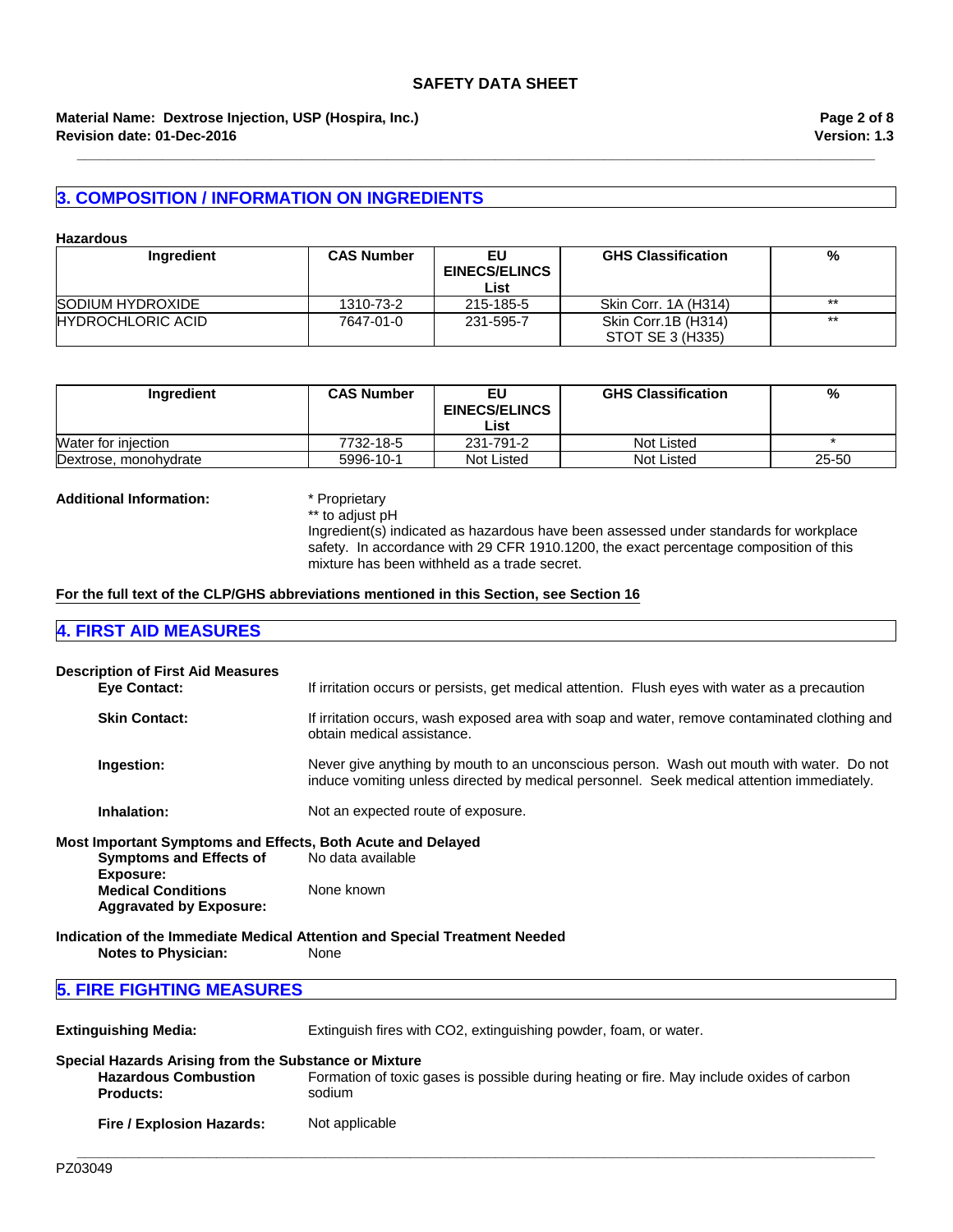## 3. COMPOSITION / INFORMATION ON INGREDIENTS

**Hazardous**

| Ingredient | CAS Number | EU EINECS/ELINCS List | GHS Classification | % |
|---|---|---|---|---|
| SODIUM HYDROXIDE | 1310-73-2 | 215-185-5 | Skin Corr. 1A (H314) | ** |
| HYDROCHLORIC ACID | 7647-01-0 | 231-595-7 | Skin Corr.1B (H314)<br>STOT SE 3 (H335) | ** |

| Ingredient | CAS Number | EU EINECS/ELINCS List | GHS Classification | % |
|---|---|---|---|---|
| Water for injection | 7732-18-5 | 231-791-2 | Not Listed | * |
| Dextrose, monohydrate | 5996-10-1 | Not Listed | Not Listed | 25-50 |

**Additional Information:**

* Proprietary
** to adjust pH
Ingredient(s) indicated as hazardous have been assessed under standards for workplace safety. In accordance with 29 CFR 1910.1200, the exact percentage composition of this mixture has been withheld as a trade secret.

**For the full text of the CLP/GHS abbreviations mentioned in this Section, see Section 16**

## 4. FIRST AID MEASURES

**Description of First Aid Measures**

**Eye Contact:** If irritation occurs or persists, get medical attention. Flush eyes with water as a precaution

**Skin Contact:** If irritation occurs, wash exposed area with soap and water, remove contaminated clothing and obtain medical assistance.

**Ingestion:** Never give anything by mouth to an unconscious person. Wash out mouth with water. Do not induce vomiting unless directed by medical personnel. Seek medical attention immediately.

**Inhalation:** Not an expected route of exposure.

**Most Important Symptoms and Effects, Both Acute and Delayed**

**Symptoms and Effects of Exposure:** No data available

**Medical Conditions Aggravated by Exposure:** None known

**Indication of the Immediate Medical Attention and Special Treatment Needed**

**Notes to Physician:** None

## 5. FIRE FIGHTING MEASURES

**Extinguishing Media:** Extinguish fires with $CO_2$, extinguishing powder, foam, or water.

**Special Hazards Arising from the Substance or Mixture**

**Hazardous Combustion Products:** Formation of toxic gases is possible during heating or fire. May include oxides of carbon sodium

**Fire / Explosion Hazards:** Not applicable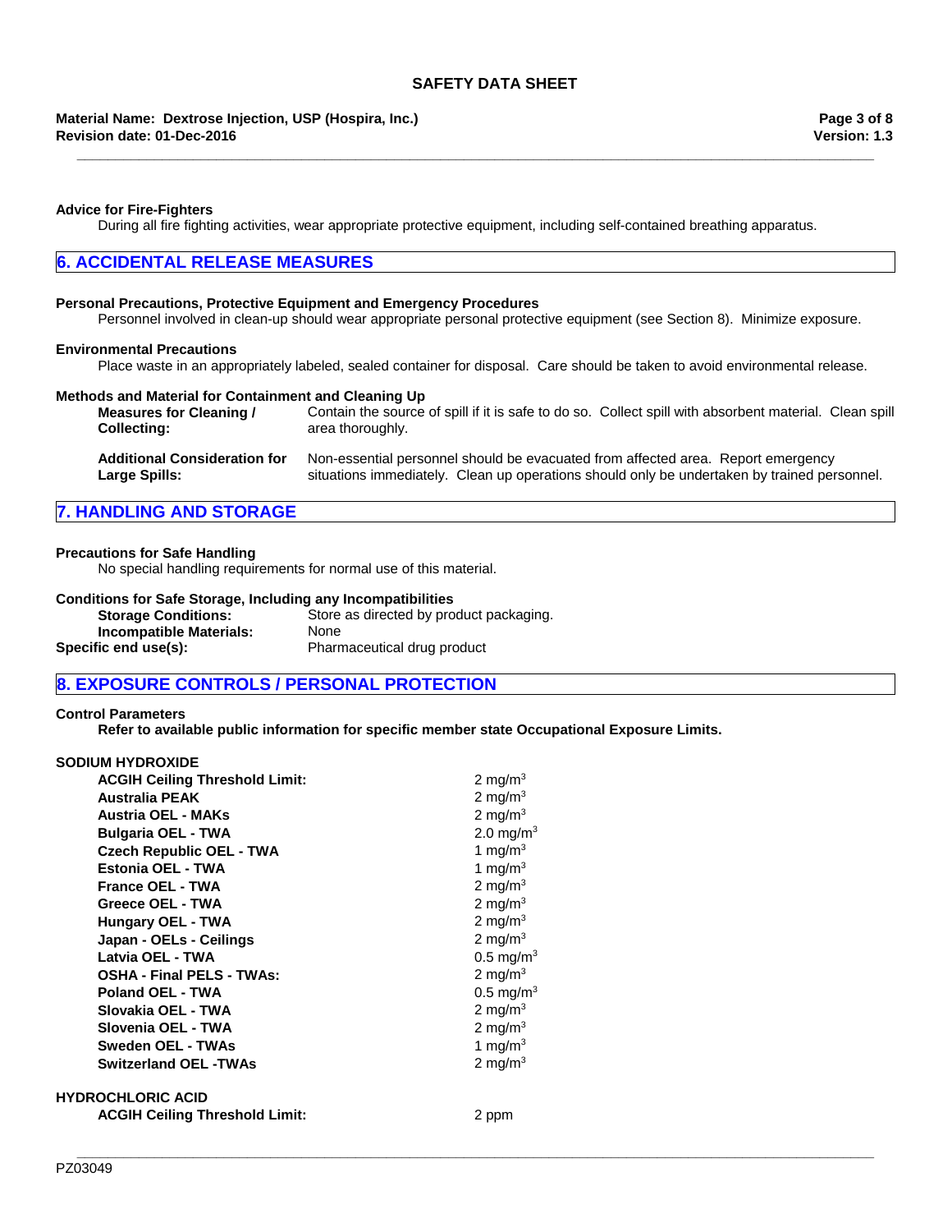**Advice for Fire-Fighters**

During all fire fighting activities, wear appropriate protective equipment, including self-contained breathing apparatus.

## 6. ACCIDENTAL RELEASE MEASURES

**Personal Precautions, Protective Equipment and Emergency Procedures**

Personnel involved in clean-up should wear appropriate personal protective equipment (see Section 8). Minimize exposure.

**Environmental Precautions**

Place waste in an appropriately labeled, sealed container for disposal. Care should be taken to avoid environmental release.

**Methods and Material for Containment and Cleaning Up**

| | |
|---|---|
| **Measures for Cleaning / Collecting:** | Contain the source of spill if it is safe to do so. Collect spill with absorbent material. Clean spill area thoroughly. |
| **Additional Consideration for Large Spills:** | Non-essential personnel should be evacuated from affected area. Report emergency situations immediately. Clean up operations should only be undertaken by trained personnel. |

## 7. HANDLING AND STORAGE

**Precautions for Safe Handling**

No special handling requirements for normal use of this material.

**Conditions for Safe Storage, Including any Incompatibilities**

| | |
|---|---|
| **Storage Conditions:** | Store as directed by product packaging. |
| **Incompatible Materials:** | None |
| **Specific end use(s):** | Pharmaceutical drug product |

## 8. EXPOSURE CONTROLS / PERSONAL PROTECTION

**Control Parameters**

**Refer to available public information for specific member state Occupational Exposure Limits.**

**SODIUM HYDROXIDE**

| | |
|---|---|
| **ACGIH Ceiling Threshold Limit:** | 2 mg/m$^3$ |
| **Australia PEAK** | 2 mg/m$^3$ |
| **Austria OEL - MAKs** | 2 mg/m$^3$ |
| **Bulgaria OEL - TWA** | 2.0 mg/m$^3$ |
| **Czech Republic OEL - TWA** | 1 mg/m$^3$ |
| **Estonia OEL - TWA** | 1 mg/m$^3$ |
| **France OEL - TWA** | 2 mg/m$^3$ |
| **Greece OEL - TWA** | 2 mg/m$^3$ |
| **Hungary OEL - TWA** | 2 mg/m$^3$ |
| **Japan - OELs - Ceilings** | 2 mg/m$^3$ |
| **Latvia OEL - TWA** | 0.5 mg/m$^3$ |
| **OSHA - Final PELS - TWAs:** | 2 mg/m$^3$ |
| **Poland OEL - TWA** | 0.5 mg/m$^3$ |
| **Slovakia OEL - TWA** | 2 mg/m$^3$ |
| **Slovenia OEL - TWA** | 2 mg/m$^3$ |
| **Sweden OEL - TWAs** | 1 mg/m$^3$ |
| **Switzerland OEL -TWAs** | 2 mg/m$^3$ |

**HYDROCHLORIC ACID**

| | |
|---|---|
| **ACGIH Ceiling Threshold Limit:** | 2 ppm |

PZ03049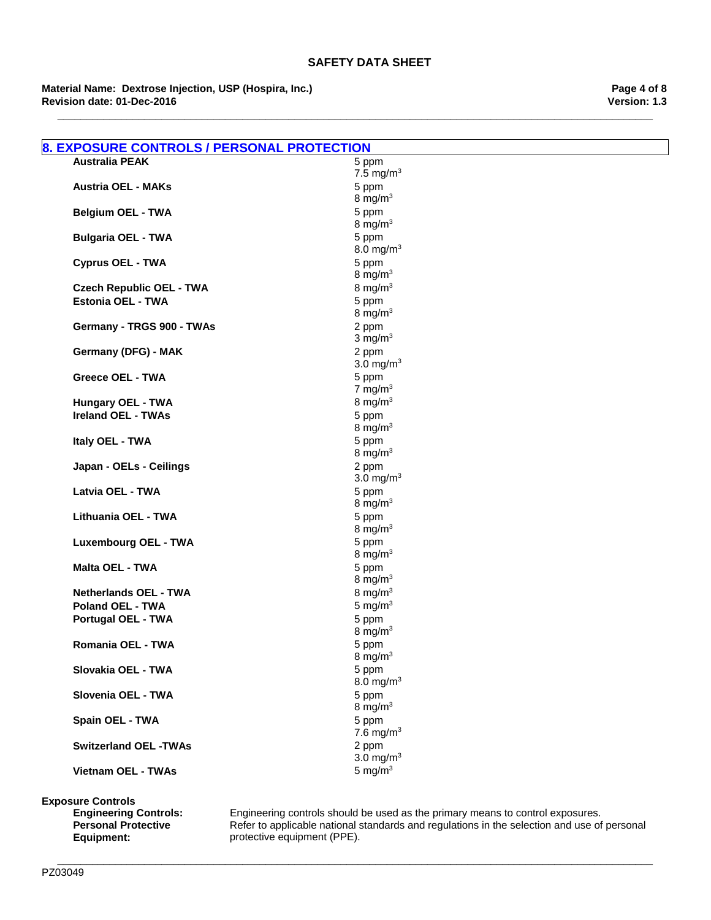## 8. EXPOSURE CONTROLS / PERSONAL PROTECTION

| | |
|---|---|
| **Australia PEAK** | 5 ppm<br>7.5 $mg/m^3$ |
| **Austria OEL - MAKs** | 5 ppm<br>8 $mg/m^3$ |
| **Belgium OEL - TWA** | 5 ppm<br>8 $mg/m^3$ |
| **Bulgaria OEL - TWA** | 5 ppm<br>8.0 $mg/m^3$ |
| **Cyprus OEL - TWA** | 5 ppm<br>8 $mg/m^3$ |
| **Czech Republic OEL - TWA** | 8 $mg/m^3$ |
| **Estonia OEL - TWA** | 5 ppm<br>8 $mg/m^3$ |
| **Germany - TRGS 900 - TWAs** | 2 ppm<br>3 $mg/m^3$ |
| **Germany (DFG) - MAK** | 2 ppm<br>3.0 $mg/m^3$ |
| **Greece OEL - TWA** | 5 ppm<br>7 $mg/m^3$ |
| **Hungary OEL - TWA** | 8 $mg/m^3$ |
| **Ireland OEL - TWAs** | 5 ppm<br>8 $mg/m^3$ |
| **Italy OEL - TWA** | 5 ppm<br>8 $mg/m^3$ |
| **Japan - OELs - Ceilings** | 2 ppm<br>3.0 $mg/m^3$ |
| **Latvia OEL - TWA** | 5 ppm<br>8 $mg/m^3$ |
| **Lithuania OEL - TWA** | 5 ppm<br>8 $mg/m^3$ |
| **Luxembourg OEL - TWA** | 5 ppm<br>8 $mg/m^3$ |
| **Malta OEL - TWA** | 5 ppm<br>8 $mg/m^3$ |
| **Netherlands OEL - TWA** | 8 $mg/m^3$ |
| **Poland OEL - TWA** | 5 $mg/m^3$ |
| **Portugal OEL - TWA** | 5 ppm<br>8 $mg/m^3$ |
| **Romania OEL - TWA** | 5 ppm<br>8 $mg/m^3$ |
| **Slovakia OEL - TWA** | 5 ppm<br>8.0 $mg/m^3$ |
| **Slovenia OEL - TWA** | 5 ppm<br>8 $mg/m^3$ |
| **Spain OEL - TWA** | 5 ppm<br>7.6 $mg/m^3$ |
| **Switzerland OEL -TWAs** | 2 ppm<br>3.0 $mg/m^3$ |
| **Vietnam OEL - TWAs** | 5 $mg/m^3$ |

**Exposure Controls**

**Engineering Controls:** Engineering controls should be used as the primary means to control exposures.

**Personal Protective Equipment:** Refer to applicable national standards and regulations in the selection and use of personal protective equipment (PPE).

PZ03049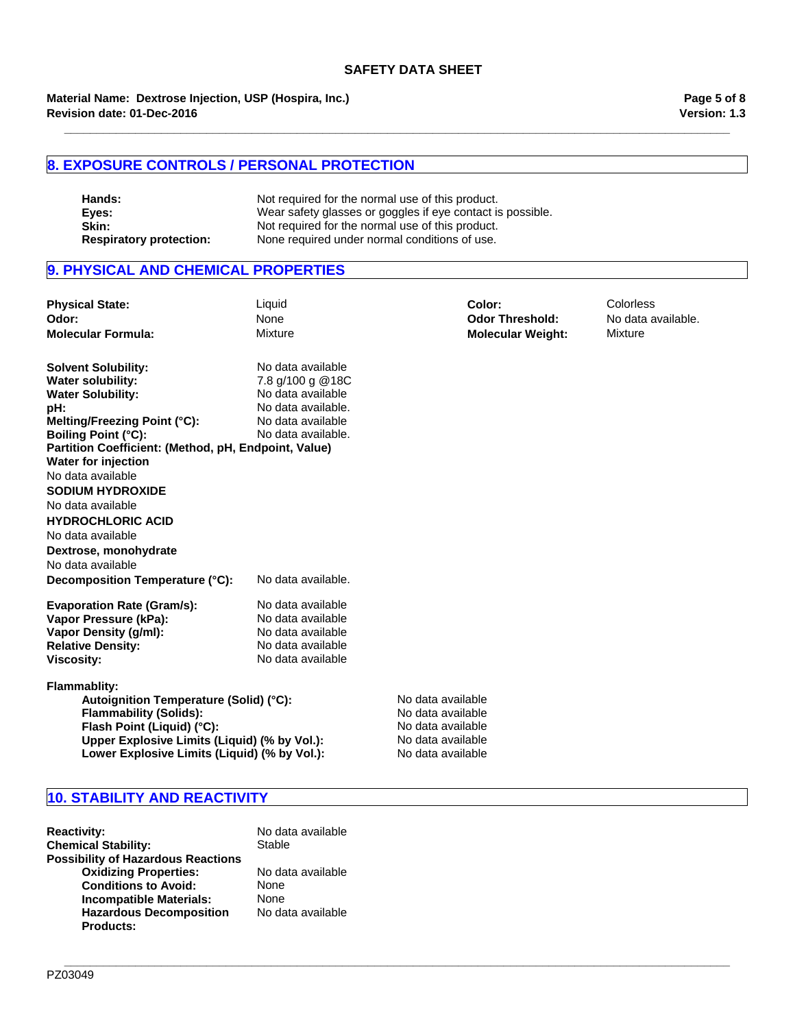## 8. EXPOSURE CONTROLS / PERSONAL PROTECTION

| | |
|---|---|
| **Hands:** | Not required for the normal use of this product. |
| **Eyes:** | Wear safety glasses or goggles if eye contact is possible. |
| **Skin:** | Not required for the normal use of this product. |
| **Respiratory protection:** | None required under normal conditions of use. |

## 9. PHYSICAL AND CHEMICAL PROPERTIES

| | | | |
|---|---|---|---|
| **Physical State:** | Liquid | **Color:** | Colorless |
| **Odor:** | None | **Odor Threshold:** | No data available. |
| **Molecular Formula:** | Mixture | **Molecular Weight:** | Mixture |

| | |
|---|---|
| **Solvent Solubility:** | No data available |
| **Water solubility:** | 7.8 g/100 g @18C |
| **Water Solubility:** | No data available |
| **pH:** | No data available. |
| **Melting/Freezing Point (°C):** | No data available |
| **Boiling Point (°C):** | No data available. |

**Partition Coefficient: (Method, pH, Endpoint, Value)**

**Water for injection**
No data available

**SODIUM HYDROXIDE**
No data available

**HYDROCHLORIC ACID**
No data available

**Dextrose, monohydrate**
No data available

**Decomposition Temperature (°C):** No data available.

| | |
|---|---|
| **Evaporation Rate (Gram/s):** | No data available |
| **Vapor Pressure (kPa):** | No data available |
| **Vapor Density (g/ml):** | No data available |
| **Relative Density:** | No data available |
| **Viscosity:** | No data available |

**Flammablity:**

| | |
|---|---|
| **Autoignition Temperature (Solid) (°C):** | No data available |
| **Flammability (Solids):** | No data available |
| **Flash Point (Liquid) (°C):** | No data available |
| **Upper Explosive Limits (Liquid) (% by Vol.):** | No data available |
| **Lower Explosive Limits (Liquid) (% by Vol.):** | No data available |

## 10. STABILITY AND REACTIVITY

| | |
|---|---|
| **Reactivity:** | No data available |
| **Chemical Stability:** | Stable |

**Possibility of Hazardous Reactions**

| | |
|---|---|
| **Oxidizing Properties:** | No data available |
| **Conditions to Avoid:** | None |
| **Incompatible Materials:** | None |
| **Hazardous Decomposition Products:** | No data available |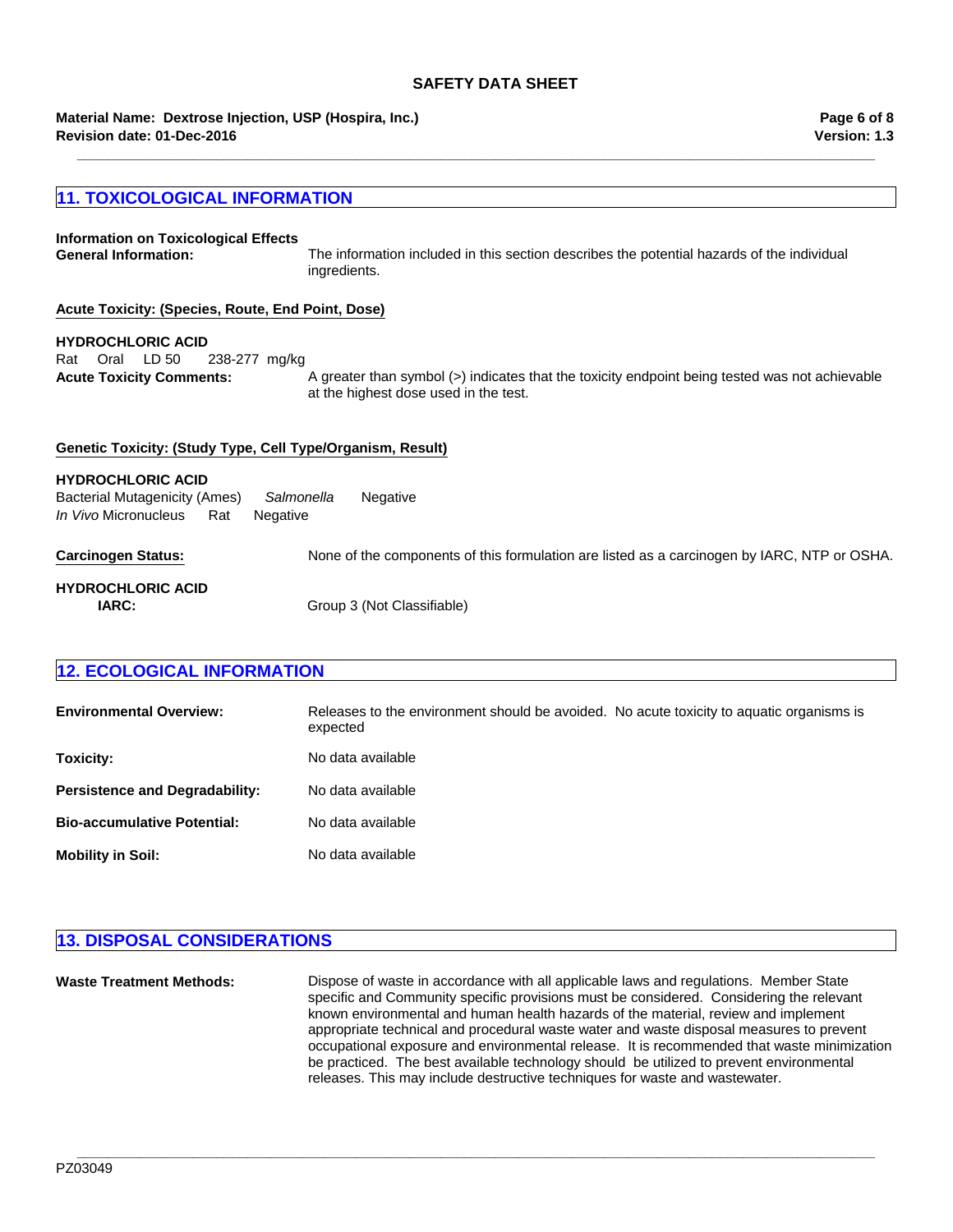## 11. TOXICOLOGICAL INFORMATION

**Information on Toxicological Effects**

**General Information:** The information included in this section describes the potential hazards of the individual ingredients.

**Acute Toxicity: (Species, Route, End Point, Dose)**

**HYDROCHLORIC ACID**

Rat Oral LD 50 238-277 mg/kg

**Acute Toxicity Comments:** A greater than symbol (>) indicates that the toxicity endpoint being tested was not achievable at the highest dose used in the test.

**Genetic Toxicity: (Study Type, Cell Type/Organism, Result)**

**HYDROCHLORIC ACID**

Bacterial Mutagenicity (Ames) *Salmonella* Negative

*In Vivo* Micronucleus Rat Negative

**Carcinogen Status:** None of the components of this formulation are listed as a carcinogen by IARC, NTP or OSHA.

**HYDROCHLORIC ACID**

**IARC:** Group 3 (Not Classifiable)

## 12. ECOLOGICAL INFORMATION

**Environmental Overview:** Releases to the environment should be avoided. No acute toxicity to aquatic organisms is expected

**Toxicity:** No data available

**Persistence and Degradability:** No data available

**Bio-accumulative Potential:** No data available

**Mobility in Soil:** No data available

## 13. DISPOSAL CONSIDERATIONS

**Waste Treatment Methods:** Dispose of waste in accordance with all applicable laws and regulations. Member State specific and Community specific provisions must be considered. Considering the relevant known environmental and human health hazards of the material, review and implement appropriate technical and procedural waste water and waste disposal measures to prevent occupational exposure and environmental release. It is recommended that waste minimization be practiced. The best available technology should be utilized to prevent environmental releases. This may include destructive techniques for waste and wastewater.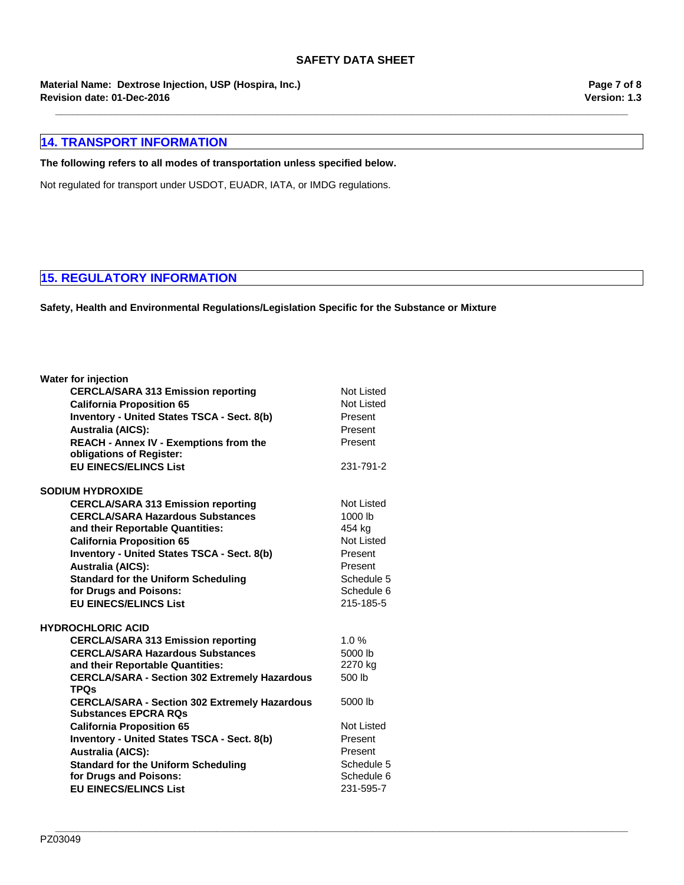## 14. TRANSPORT INFORMATION

**The following refers to all modes of transportation unless specified below.**

Not regulated for transport under USDOT, EUADR, IATA, or IMDG regulations.

## 15. REGULATORY INFORMATION

**Safety, Health and Environmental Regulations/Legislation Specific for the Substance or Mixture**

**Water for injection**

| | |
|---|---|
| **CERCLA/SARA 313 Emission reporting** | Not Listed |
| **California Proposition 65** | Not Listed |
| **Inventory - United States TSCA - Sect. 8(b)** | Present |
| **Australia (AICS):** | Present |
| **REACH - Annex IV - Exemptions from the obligations of Register:** | Present |
| **EU EINECS/ELINCS List** | 231-791-2 |

**SODIUM HYDROXIDE**

| | |
|---|---|
| **CERCLA/SARA 313 Emission reporting** | Not Listed |
| **CERCLA/SARA Hazardous Substances and their Reportable Quantities:** | 1000 lb<br>454 kg |
| **California Proposition 65** | Not Listed |
| **Inventory - United States TSCA - Sect. 8(b)** | Present |
| **Australia (AICS):** | Present |
| **Standard for the Uniform Scheduling for Drugs and Poisons:** | Schedule 5<br>Schedule 6 |
| **EU EINECS/ELINCS List** | 215-185-5 |

**HYDROCHLORIC ACID**

| | |
|---|---|
| **CERCLA/SARA 313 Emission reporting** | 1.0 % |
| **CERCLA/SARA Hazardous Substances and their Reportable Quantities:** | 5000 lb<br>2270 kg |
| **CERCLA/SARA - Section 302 Extremely Hazardous TPQs** | 500 lb |
| **CERCLA/SARA - Section 302 Extremely Hazardous Substances EPCRA RQs** | 5000 lb |
| **California Proposition 65** | Not Listed |
| **Inventory - United States TSCA - Sect. 8(b)** | Present |
| **Australia (AICS):** | Present |
| **Standard for the Uniform Scheduling for Drugs and Poisons:** | Schedule 5<br>Schedule 6 |
| **EU EINECS/ELINCS List** | 231-595-7 |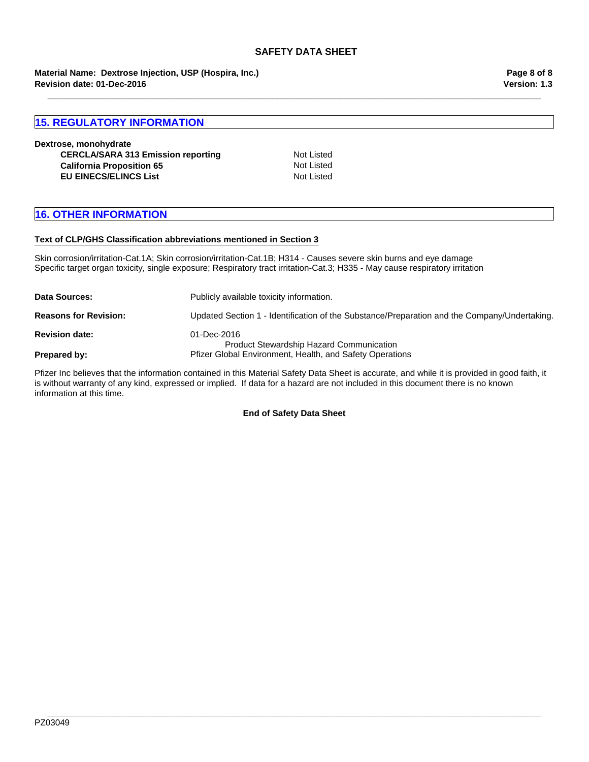## 15. REGULATORY INFORMATION

**Dextrose, monohydrate**

| | |
|---|---|
| **CERCLA/SARA 313 Emission reporting** | Not Listed |
| **California Proposition 65** | Not Listed |
| **EU EINECS/ELINCS List** | Not Listed |

## 16. OTHER INFORMATION

**Text of CLP/GHS Classification abbreviations mentioned in Section 3**

Skin corrosion/irritation-Cat.1A; Skin corrosion/irritation-Cat.1B; H314 - Causes severe skin burns and eye damage
Specific target organ toxicity, single exposure; Respiratory tract irritation-Cat.3; H335 - May cause respiratory irritation

| | |
|---|---|
| **Data Sources:** | Publicly available toxicity information. |
| **Reasons for Revision:** | Updated Section 1 - Identification of the Substance/Preparation and the Company/Undertaking. |
| **Revision date:** | 01-Dec-2016 |
| **Prepared by:** | Product Stewardship Hazard Communication<br>Pfizer Global Environment, Health, and Safety Operations |

Pfizer Inc believes that the information contained in this Material Safety Data Sheet is accurate, and while it is provided in good faith, it is without warranty of any kind, expressed or implied. If data for a hazard are not included in this document there is no known information at this time.

**End of Safety Data Sheet**